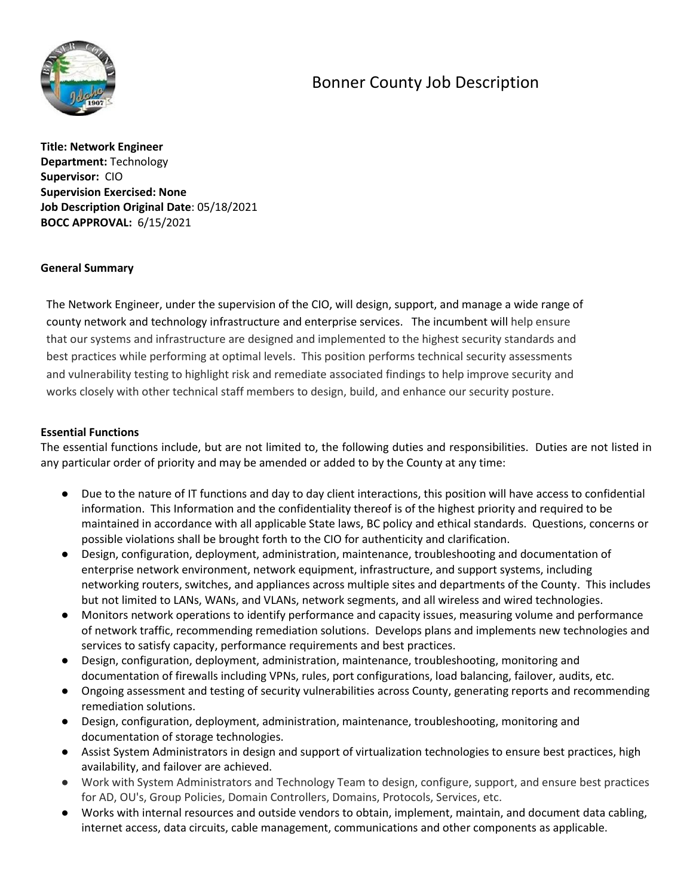# Bonner County Job Description

**Title: Network Engineer**
**Department:** Technology
**Supervisor:** CIO
**Supervision Exercised: None**
**Job Description Original Date**: 05/18/2021
**BOCC APPROVAL:** 6/15/2021

**General Summary**

The Network Engineer, under the supervision of the CIO, will design, support, and manage a wide range of county network and technology infrastructure and enterprise services. The incumbent will help ensure that our systems and infrastructure are designed and implemented to the highest security standards and best practices while performing at optimal levels. This position performs technical security assessments and vulnerability testing to highlight risk and remediate associated findings to help improve security and works closely with other technical staff members to design, build, and enhance our security posture.

**Essential Functions**

The essential functions include, but are not limited to, the following duties and responsibilities. Duties are not listed in any particular order of priority and may be amended or added to by the County at any time:

- Due to the nature of IT functions and day to day client interactions, this position will have access to confidential information. This Information and the confidentiality thereof is of the highest priority and required to be maintained in accordance with all applicable State laws, BC policy and ethical standards. Questions, concerns or possible violations shall be brought forth to the CIO for authenticity and clarification.
- Design, configuration, deployment, administration, maintenance, troubleshooting and documentation of enterprise network environment, network equipment, infrastructure, and support systems, including networking routers, switches, and appliances across multiple sites and departments of the County. This includes but not limited to LANs, WANs, and VLANs, network segments, and all wireless and wired technologies.
- Monitors network operations to identify performance and capacity issues, measuring volume and performance of network traffic, recommending remediation solutions. Develops plans and implements new technologies and services to satisfy capacity, performance requirements and best practices.
- Design, configuration, deployment, administration, maintenance, troubleshooting, monitoring and documentation of firewalls including VPNs, rules, port configurations, load balancing, failover, audits, etc.
- Ongoing assessment and testing of security vulnerabilities across County, generating reports and recommending remediation solutions.
- Design, configuration, deployment, administration, maintenance, troubleshooting, monitoring and documentation of storage technologies.
- Assist System Administrators in design and support of virtualization technologies to ensure best practices, high availability, and failover are achieved.
- Work with System Administrators and Technology Team to design, configure, support, and ensure best practices for AD, OU's, Group Policies, Domain Controllers, Domains, Protocols, Services, etc.
- Works with internal resources and outside vendors to obtain, implement, maintain, and document data cabling, internet access, data circuits, cable management, communications and other components as applicable.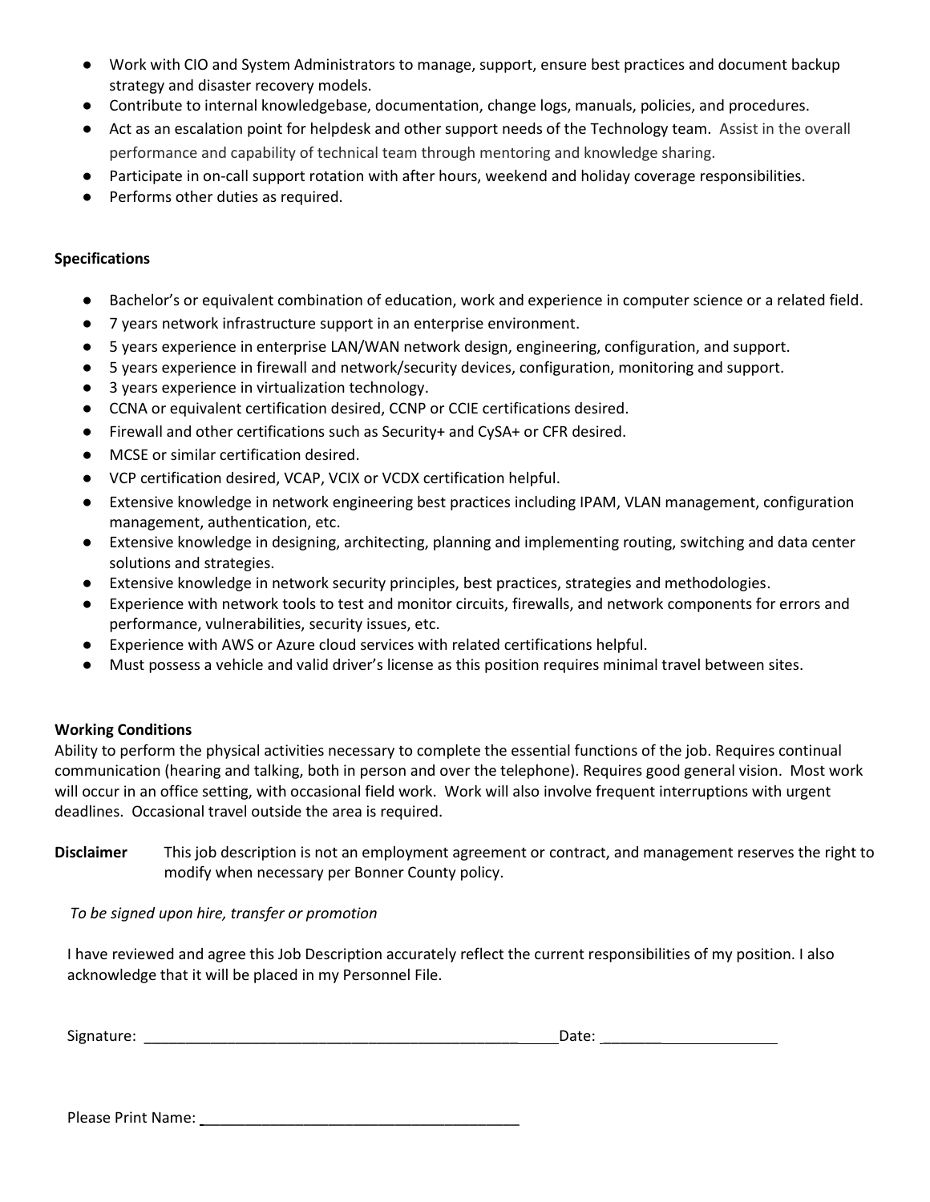- Work with CIO and System Administrators to manage, support, ensure best practices and document backup strategy and disaster recovery models.
- Contribute to internal knowledgebase, documentation, change logs, manuals, policies, and procedures.
- Act as an escalation point for helpdesk and other support needs of the Technology team. Assist in the overall performance and capability of technical team through mentoring and knowledge sharing.
- Participate in on-call support rotation with after hours, weekend and holiday coverage responsibilities.
- Performs other duties as required.

**Specifications**

- Bachelor's or equivalent combination of education, work and experience in computer science or a related field.
- 7 years network infrastructure support in an enterprise environment.
- 5 years experience in enterprise LAN/WAN network design, engineering, configuration, and support.
- 5 years experience in firewall and network/security devices, configuration, monitoring and support.
- 3 years experience in virtualization technology.
- CCNA or equivalent certification desired, CCNP or CCIE certifications desired.
- Firewall and other certifications such as Security+ and CySA+ or CFR desired.
- MCSE or similar certification desired.
- VCP certification desired, VCAP, VCIX or VCDX certification helpful.
- Extensive knowledge in network engineering best practices including IPAM, VLAN management, configuration management, authentication, etc.
- Extensive knowledge in designing, architecting, planning and implementing routing, switching and data center solutions and strategies.
- Extensive knowledge in network security principles, best practices, strategies and methodologies.
- Experience with network tools to test and monitor circuits, firewalls, and network components for errors and performance, vulnerabilities, security issues, etc.
- Experience with AWS or Azure cloud services with related certifications helpful.
- Must possess a vehicle and valid driver's license as this position requires minimal travel between sites.

**Working Conditions**

Ability to perform the physical activities necessary to complete the essential functions of the job. Requires continual communication (hearing and talking, both in person and over the telephone). Requires good general vision. Most work will occur in an office setting, with occasional field work. Work will also involve frequent interruptions with urgent deadlines. Occasional travel outside the area is required.

**Disclaimer** This job description is not an employment agreement or contract, and management reserves the right to modify when necessary per Bonner County policy.

*To be signed upon hire, transfer or promotion*

I have reviewed and agree this Job Description accurately reflect the current responsibilities of my position. I also acknowledge that it will be placed in my Personnel File.

Signature: ______________________________________________ Date: ______________________

Please Print Name: ______________________________________